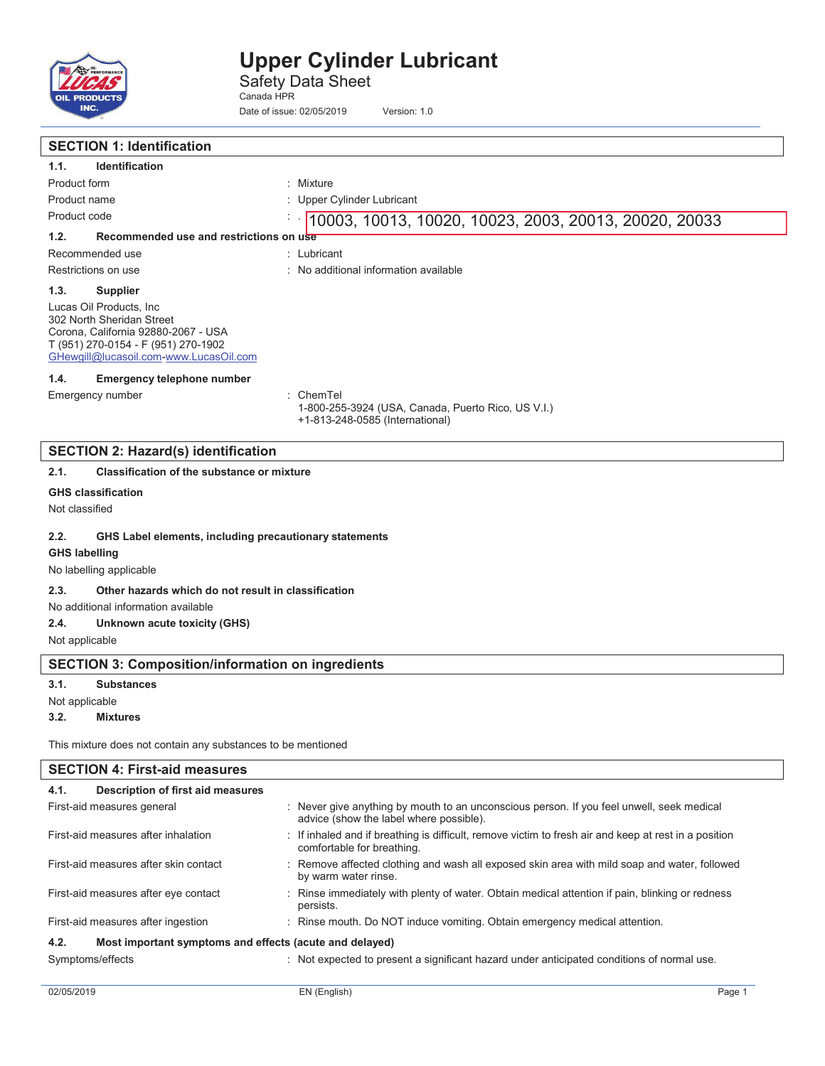# Upper Cylinder Lubricant

Safety Data Sheet

Canada HPR

Date of issue: 02/05/2019 Version: 1.0

## SECTION 1: Identification

### 1.1. Identification

| | |
|---|---|
| Product form | : Mixture |
| Product name | : Upper Cylinder Lubricant |
| Product code | : 10003, 10013, 10020, 10023, 2003, 20013, 20020, 20033 |

### 1.2. Recommended use and restrictions on use

| | |
|---|---|
| Recommended use | : Lubricant |
| Restrictions on use | : No additional information available |

### 1.3. Supplier

Lucas Oil Products, Inc
302 North Sheridan Street
Corona, California 92880-2067 - USA
T (951) 270-0154 - F (951) 270-1902
GHewgill@lucasoil.com-www.LucasOil.com

### 1.4. Emergency telephone number

| | |
|---|---|
| Emergency number | : ChemTel<br>1-800-255-3924 (USA, Canada, Puerto Rico, US V.I.)<br>+1-813-248-0585 (International) |

## SECTION 2: Hazard(s) identification

### 2.1. Classification of the substance or mixture

**GHS classification**

Not classified

### 2.2. GHS Label elements, including precautionary statements

**GHS labelling**

No labelling applicable

### 2.3. Other hazards which do not result in classification

No additional information available

### 2.4. Unknown acute toxicity (GHS)

Not applicable

## SECTION 3: Composition/information on ingredients

### 3.1. Substances

Not applicable

### 3.2. Mixtures

This mixture does not contain any substances to be mentioned

## SECTION 4: First-aid measures

### 4.1. Description of first aid measures

| | |
|---|---|
| First-aid measures general | : Never give anything by mouth to an unconscious person. If you feel unwell, seek medical advice (show the label where possible). |
| First-aid measures after inhalation | : If inhaled and if breathing is difficult, remove victim to fresh air and keep at rest in a position comfortable for breathing. |
| First-aid measures after skin contact | : Remove affected clothing and wash all exposed skin area with mild soap and water, followed by warm water rinse. |
| First-aid measures after eye contact | : Rinse immediately with plenty of water. Obtain medical attention if pain, blinking or redness persists. |
| First-aid measures after ingestion | : Rinse mouth. Do NOT induce vomiting. Obtain emergency medical attention. |

### 4.2. Most important symptoms and effects (acute and delayed)

| | |
|---|---|
| Symptoms/effects | : Not expected to present a significant hazard under anticipated conditions of normal use. |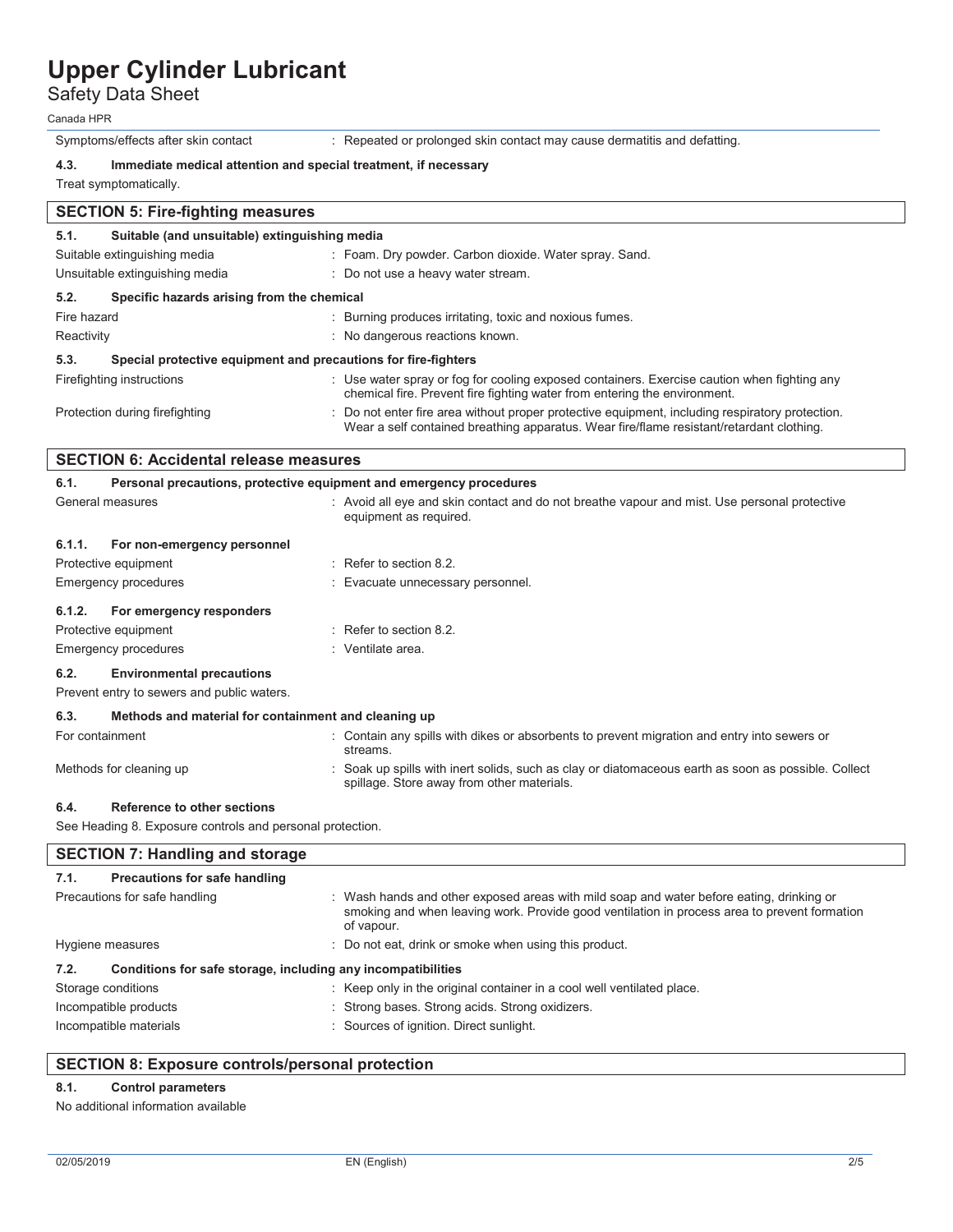Symptoms/effects after skin contact : Repeated or prolonged skin contact may cause dermatitis and defatting.

**4.3. Immediate medical attention and special treatment, if necessary**

Treat symptomatically.

## SECTION 5: Fire-fighting measures

**5.1. Suitable (and unsuitable) extinguishing media**

Suitable extinguishing media : Foam. Dry powder. Carbon dioxide. Water spray. Sand.

Unsuitable extinguishing media : Do not use a heavy water stream.

**5.2. Specific hazards arising from the chemical**

Fire hazard : Burning produces irritating, toxic and noxious fumes.

Reactivity : No dangerous reactions known.

**5.3. Special protective equipment and precautions for fire-fighters**

Firefighting instructions : Use water spray or fog for cooling exposed containers. Exercise caution when fighting any chemical fire. Prevent fire fighting water from entering the environment.

Protection during firefighting : Do not enter fire area without proper protective equipment, including respiratory protection. Wear a self contained breathing apparatus. Wear fire/flame resistant/retardant clothing.

## SECTION 6: Accidental release measures

**6.1. Personal precautions, protective equipment and emergency procedures**

General measures : Avoid all eye and skin contact and do not breathe vapour and mist. Use personal protective equipment as required.

**6.1.1. For non-emergency personnel**

Protective equipment : Refer to section 8.2.

Emergency procedures : Evacuate unnecessary personnel.

**6.1.2. For emergency responders**

Protective equipment : Refer to section 8.2.

Emergency procedures : Ventilate area.

**6.2. Environmental precautions**

Prevent entry to sewers and public waters.

**6.3. Methods and material for containment and cleaning up**

For containment : Contain any spills with dikes or absorbents to prevent migration and entry into sewers or streams.

Methods for cleaning up : Soak up spills with inert solids, such as clay or diatomaceous earth as soon as possible. Collect spillage. Store away from other materials.

**6.4. Reference to other sections**

See Heading 8. Exposure controls and personal protection.

## SECTION 7: Handling and storage

**7.1. Precautions for safe handling**

Precautions for safe handling : Wash hands and other exposed areas with mild soap and water before eating, drinking or smoking and when leaving work. Provide good ventilation in process area to prevent formation of vapour.

Hygiene measures : Do not eat, drink or smoke when using this product.

**7.2. Conditions for safe storage, including any incompatibilities**

Storage conditions : Keep only in the original container in a cool well ventilated place.

Incompatible products : Strong bases. Strong acids. Strong oxidizers.

Incompatible materials : Sources of ignition. Direct sunlight.

## SECTION 8: Exposure controls/personal protection

**8.1. Control parameters**

No additional information available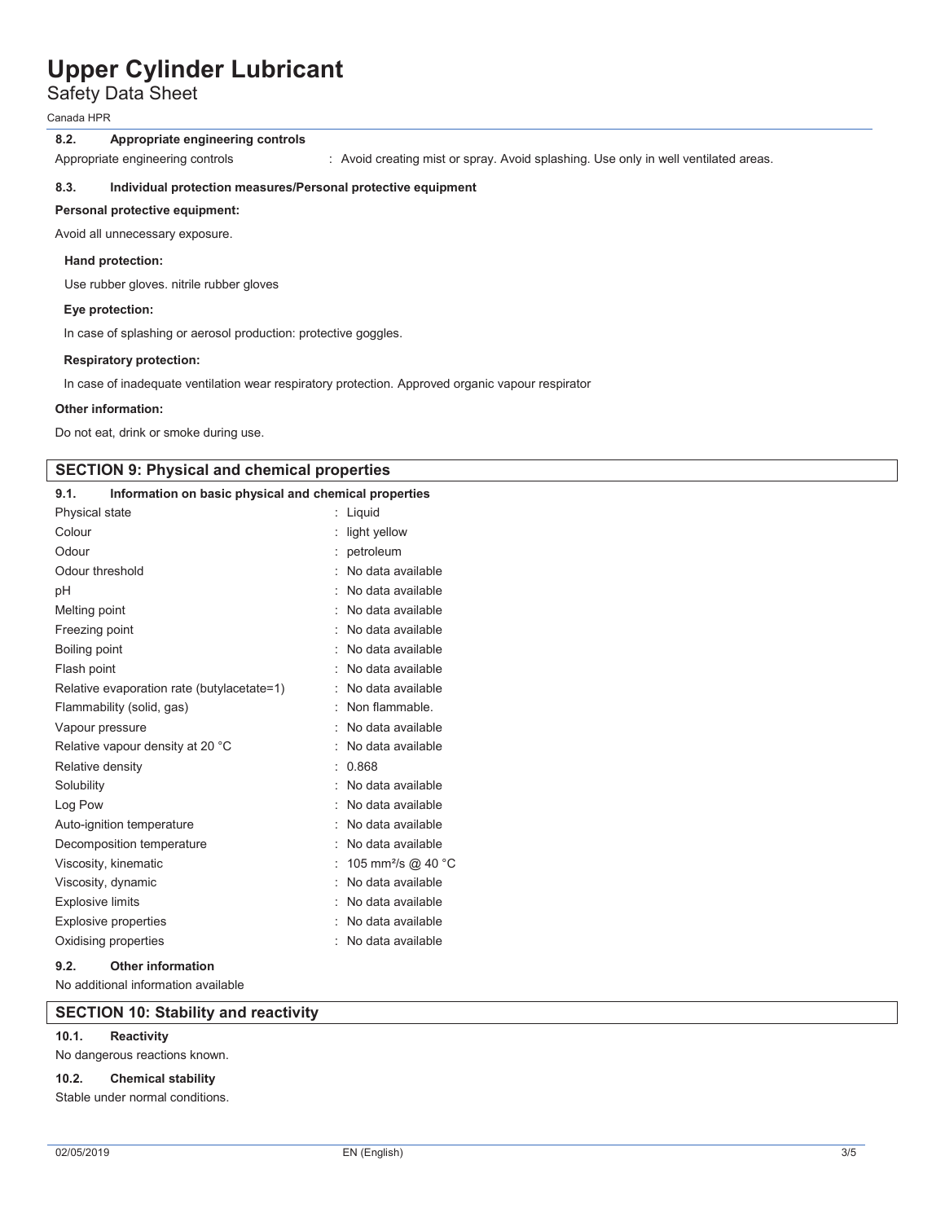#### 8.2. Appropriate engineering controls

Appropriate engineering controls : Avoid creating mist or spray. Avoid splashing. Use only in well ventilated areas.

#### 8.3. Individual protection measures/Personal protective equipment

**Personal protective equipment:**

Avoid all unnecessary exposure.

**Hand protection:**

Use rubber gloves. nitrile rubber gloves

**Eye protection:**

In case of splashing or aerosol production: protective goggles.

**Respiratory protection:**

In case of inadequate ventilation wear respiratory protection. Approved organic vapour respirator

**Other information:**

Do not eat, drink or smoke during use.

## SECTION 9: Physical and chemical properties

#### 9.1. Information on basic physical and chemical properties

| | |
|---|---|
| Physical state | : Liquid |
| Colour | : light yellow |
| Odour | : petroleum |
| Odour threshold | : No data available |
| pH | : No data available |
| Melting point | : No data available |
| Freezing point | : No data available |
| Boiling point | : No data available |
| Flash point | : No data available |
| Relative evaporation rate (butylacetate=1) | : No data available |
| Flammability (solid, gas) | : Non flammable. |
| Vapour pressure | : No data available |
| Relative vapour density at 20 °C | : No data available |
| Relative density | : 0.868 |
| Solubility | : No data available |
| Log Pow | : No data available |
| Auto-ignition temperature | : No data available |
| Decomposition temperature | : No data available |
| Viscosity, kinematic | : 105 $mm^2/s$ @ 40 °C |
| Viscosity, dynamic | : No data available |
| Explosive limits | : No data available |
| Explosive properties | : No data available |
| Oxidising properties | : No data available |

#### 9.2. Other information

No additional information available

## SECTION 10: Stability and reactivity

#### 10.1. Reactivity

No dangerous reactions known.

#### 10.2. Chemical stability

Stable under normal conditions.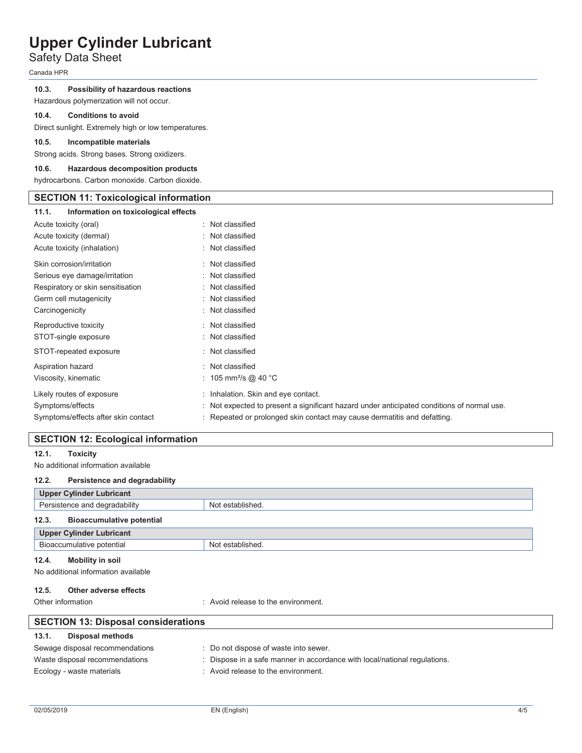#### 10.3. Possibility of hazardous reactions

Hazardous polymerization will not occur.

#### 10.4. Conditions to avoid

Direct sunlight. Extremely high or low temperatures.

#### 10.5. Incompatible materials

Strong acids. Strong bases. Strong oxidizers.

#### 10.6. Hazardous decomposition products

hydrocarbons. Carbon monoxide. Carbon dioxide.

## SECTION 11: Toxicological information

#### 11.1. Information on toxicological effects

Acute toxicity (oral) : Not classified
Acute toxicity (dermal) : Not classified
Acute toxicity (inhalation) : Not classified

Skin corrosion/irritation : Not classified
Serious eye damage/irritation : Not classified
Respiratory or skin sensitisation : Not classified
Germ cell mutagenicity : Not classified
Carcinogenicity : Not classified

Reproductive toxicity : Not classified
STOT-single exposure : Not classified

STOT-repeated exposure : Not classified

Aspiration hazard : Not classified
Viscosity, kinematic : 105 $mm^2/s$ @ 40 °C

Likely routes of exposure : Inhalation. Skin and eye contact.
Symptoms/effects : Not expected to present a significant hazard under anticipated conditions of normal use.
Symptoms/effects after skin contact : Repeated or prolonged skin contact may cause dermatitis and defatting.

## SECTION 12: Ecological information

#### 12.1. Toxicity

No additional information available

#### 12.2. Persistence and degradability

| Upper Cylinder Lubricant | |
|---|---|
| Persistence and degradability | Not established. |

#### 12.3. Bioaccumulative potential

| Upper Cylinder Lubricant | |
|---|---|
| Bioaccumulative potential | Not established. |

#### 12.4. Mobility in soil

No additional information available

#### 12.5. Other adverse effects

Other information : Avoid release to the environment.

## SECTION 13: Disposal considerations

#### 13.1. Disposal methods

Sewage disposal recommendations : Do not dispose of waste into sewer.
Waste disposal recommendations : Dispose in a safe manner in accordance with local/national regulations.
Ecology - waste materials : Avoid release to the environment.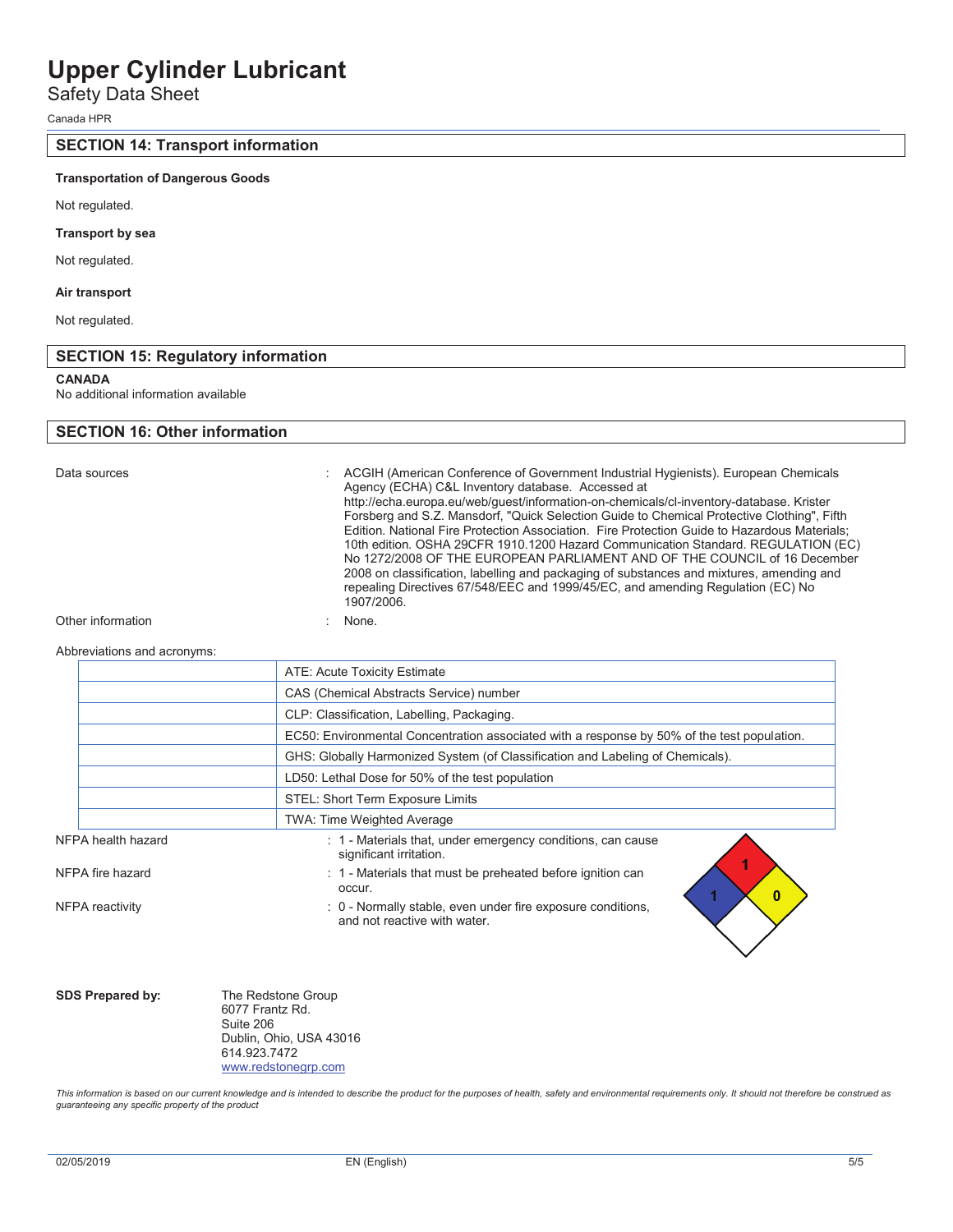## SECTION 14: Transport information

**Transportation of Dangerous Goods**

Not regulated.

**Transport by sea**

Not regulated.

**Air transport**

Not regulated.

## SECTION 15: Regulatory information

**CANADA**

No additional information available

## SECTION 16: Other information

Data sources : ACGIH (American Conference of Government Industrial Hygienists). European Chemicals Agency (ECHA) C&L Inventory database. Accessed at http://echa.europa.eu/web/guest/information-on-chemicals/cl-inventory-database. Krister Forsberg and S.Z. Mansdorf, "Quick Selection Guide to Chemical Protective Clothing", Fifth Edition. National Fire Protection Association. Fire Protection Guide to Hazardous Materials; 10th edition. OSHA 29CFR 1910.1200 Hazard Communication Standard. REGULATION (EC) No 1272/2008 OF THE EUROPEAN PARLIAMENT AND OF THE COUNCIL of 16 December 2008 on classification, labelling and packaging of substances and mixtures, amending and repealing Directives 67/548/EEC and 1999/45/EC, and amending Regulation (EC) No 1907/2006.

Other information : None.

Abbreviations and acronyms:

| | |
|---|---|
| | ATE: Acute Toxicity Estimate |
| | CAS (Chemical Abstracts Service) number |
| | CLP: Classification, Labelling, Packaging. |
| | EC50: Environmental Concentration associated with a response by 50% of the test population. |
| | GHS: Globally Harmonized System (of Classification and Labeling of Chemicals). |
| | LD50: Lethal Dose for 50% of the test population |
| | STEL: Short Term Exposure Limits |
| | TWA: Time Weighted Average |

NFPA health hazard : 1 - Materials that, under emergency conditions, can cause significant irritation.

NFPA fire hazard : 1 - Materials that must be preheated before ignition can occur.

NFPA reactivity : 0 - Normally stable, even under fire exposure conditions, and not reactive with water.

**SDS Prepared by:**

The Redstone Group
6077 Frantz Rd.
Suite 206
Dublin, Ohio, USA 43016
614.923.7472
www.redstonegrp.com

*This information is based on our current knowledge and is intended to describe the product for the purposes of health, safety and environmental requirements only. It should not therefore be construed as guaranteeing any specific property of the product*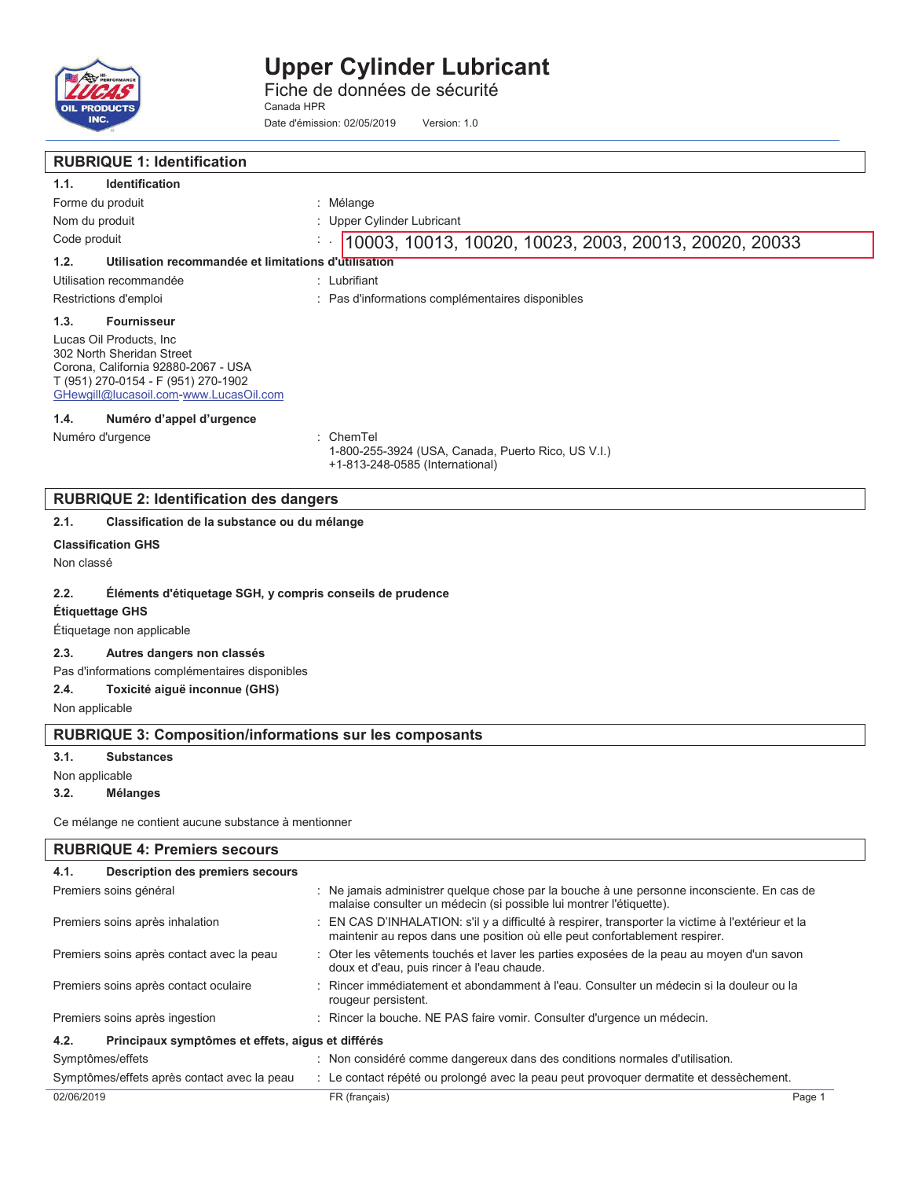# Upper Cylinder Lubricant

Fiche de données de sécurité

Canada HPR

Date d'émission: 02/05/2019 Version: 1.0

## RUBRIQUE 1: Identification

### 1.1. Identification

| | |
|---|---|
| Forme du produit | : Mélange |
| Nom du produit | : Upper Cylinder Lubricant |
| Code produit | : 10003, 10013, 10020, 10023, 2003, 20013, 20020, 20033 |

### 1.2. Utilisation recommandée et limitations d'utilisation

| | |
|---|---|
| Utilisation recommandée | : Lubrifiant |
| Restrictions d'emploi | : Pas d'informations complémentaires disponibles |

### 1.3. Fournisseur

Lucas Oil Products, Inc
302 North Sheridan Street
Corona, California 92880-2067 - USA
T (951) 270-0154 - F (951) 270-1902
GHewgill@lucasoil.com-www.LucasOil.com

### 1.4. Numéro d'appel d'urgence

| | |
|---|---|
| Numéro d'urgence | : ChemTel<br>1-800-255-3924 (USA, Canada, Puerto Rico, US V.I.)<br>+1-813-248-0585 (International) |

## RUBRIQUE 2: Identification des dangers

### 2.1. Classification de la substance ou du mélange

**Classification GHS**

Non classé

### 2.2. Éléments d'étiquetage SGH, y compris conseils de prudence

**Étiquettage GHS**

Étiquetage non applicable

### 2.3. Autres dangers non classés

Pas d'informations complémentaires disponibles

### 2.4. Toxicité aiguë inconnue (GHS)

Non applicable

## RUBRIQUE 3: Composition/informations sur les composants

### 3.1. Substances

Non applicable

### 3.2. Mélanges

Ce mélange ne contient aucune substance à mentionner

## RUBRIQUE 4: Premiers secours

### 4.1. Description des premiers secours

| | |
|---|---|
| Premiers soins général | : Ne jamais administrer quelque chose par la bouche à une personne inconsciente. En cas de malaise consulter un médecin (si possible lui montrer l'étiquette). |
| Premiers soins après inhalation | : EN CAS D'INHALATION: s'il y a difficulté à respirer, transporter la victime à l'extérieur et la maintenir au repos dans une position où elle peut confortablement respirer. |
| Premiers soins après contact avec la peau | : Oter les vêtements touchés et laver les parties exposées de la peau au moyen d'un savon doux et d'eau, puis rincer à l'eau chaude. |
| Premiers soins après contact oculaire | : Rincer immédiatement et abondamment à l'eau. Consulter un médecin si la douleur ou la rougeur persistent. |
| Premiers soins après ingestion | : Rincer la bouche. NE PAS faire vomir. Consulter d'urgence un médecin. |

### 4.2. Principaux symptômes et effets, aigus et différés

| | |
|---|---|
| Symptômes/effets | : Non considéré comme dangereux dans des conditions normales d'utilisation. |
| Symptômes/effets après contact avec la peau | : Le contact répété ou prolongé avec la peau peut provoquer dermatite et dessèchement. |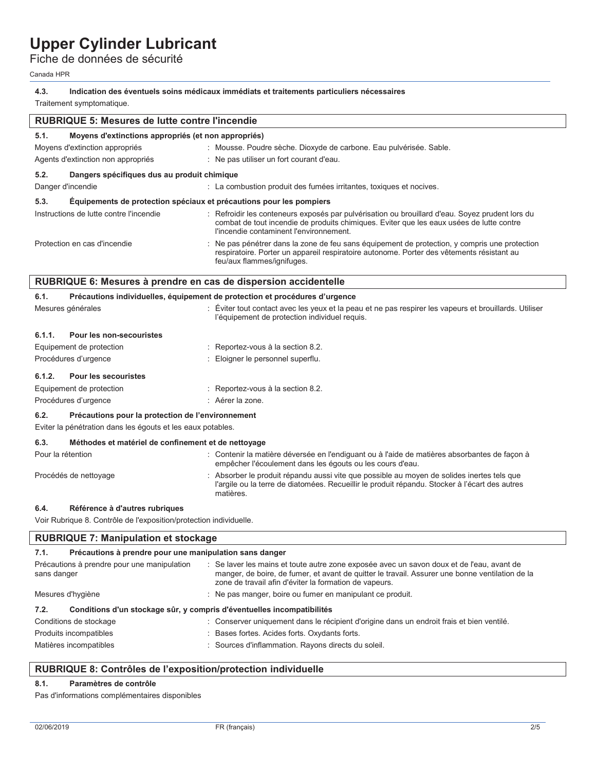#### 4.3. Indication des éventuels soins médicaux immédiats et traitements particuliers nécessaires

Traitement symptomatique.

## RUBRIQUE 5: Mesures de lutte contre l'incendie

#### 5.1. Moyens d'extinctions appropriés (et non appropriés)

Moyens d'extinction appropriés : Mousse. Poudre sèche. Dioxyde de carbone. Eau pulvérisée. Sable.

Agents d'extinction non appropriés : Ne pas utiliser un fort courant d'eau.

#### 5.2. Dangers spécifiques dus au produit chimique

Danger d'incendie : La combustion produit des fumées irritantes, toxiques et nocives.

#### 5.3. Équipements de protection spéciaux et précautions pour les pompiers

Instructions de lutte contre l'incendie : Refroidir les conteneurs exposés par pulvérisation ou brouillard d'eau. Soyez prudent lors du combat de tout incendie de produits chimiques. Eviter que les eaux usées de lutte contre l'incendie contaminent l'environnement.

Protection en cas d'incendie : Ne pas pénétrer dans la zone de feu sans équipement de protection, y compris une protection respiratoire. Porter un appareil respiratoire autonome. Porter des vêtements résistant au feu/aux flammes/ignifuges.

## RUBRIQUE 6: Mesures à prendre en cas de dispersion accidentelle

#### 6.1. Précautions individuelles, équipement de protection et procédures d'urgence

Mesures générales : Éviter tout contact avec les yeux et la peau et ne pas respirer les vapeurs et brouillards. Utiliser l'équipement de protection individuel requis.

##### 6.1.1. Pour les non-secouristes

Equipement de protection : Reportez-vous à la section 8.2.

Procédures d'urgence : Eloigner le personnel superflu.

##### 6.1.2. Pour les secouristes

Equipement de protection : Reportez-vous à la section 8.2.

Procédures d'urgence : Aérer la zone.

#### 6.2. Précautions pour la protection de l'environnement

Eviter la pénétration dans les égouts et les eaux potables.

#### 6.3. Méthodes et matériel de confinement et de nettoyage

Pour la rétention : Contenir la matière déversée en l'endiguant ou à l'aide de matières absorbantes de façon à empêcher l'écoulement dans les égouts ou les cours d'eau.

Procédés de nettoyage : Absorber le produit répandu aussi vite que possible au moyen de solides inertes tels que l'argile ou la terre de diatomées. Recueillir le produit répandu. Stocker à l'écart des autres matières.

#### 6.4. Référence à d'autres rubriques

Voir Rubrique 8. Contrôle de l'exposition/protection individuelle.

## RUBRIQUE 7: Manipulation et stockage

#### 7.1. Précautions à prendre pour une manipulation sans danger

Précautions à prendre pour une manipulation sans danger : Se laver les mains et toute autre zone exposée avec un savon doux et de l'eau, avant de manger, de boire, de fumer, et avant de quitter le travail. Assurer une bonne ventilation de la zone de travail afin d'éviter la formation de vapeurs.

Mesures d'hygiène : Ne pas manger, boire ou fumer en manipulant ce produit.

#### 7.2. Conditions d'un stockage sûr, y compris d'éventuelles incompatibilités

Conditions de stockage : Conserver uniquement dans le récipient d'origine dans un endroit frais et bien ventilé.

Produits incompatibles : Bases fortes. Acides forts. Oxydants forts.

Matières incompatibles : Sources d'inflammation. Rayons directs du soleil.

## RUBRIQUE 8: Contrôles de l'exposition/protection individuelle

#### 8.1. Paramètres de contrôle

Pas d'informations complémentaires disponibles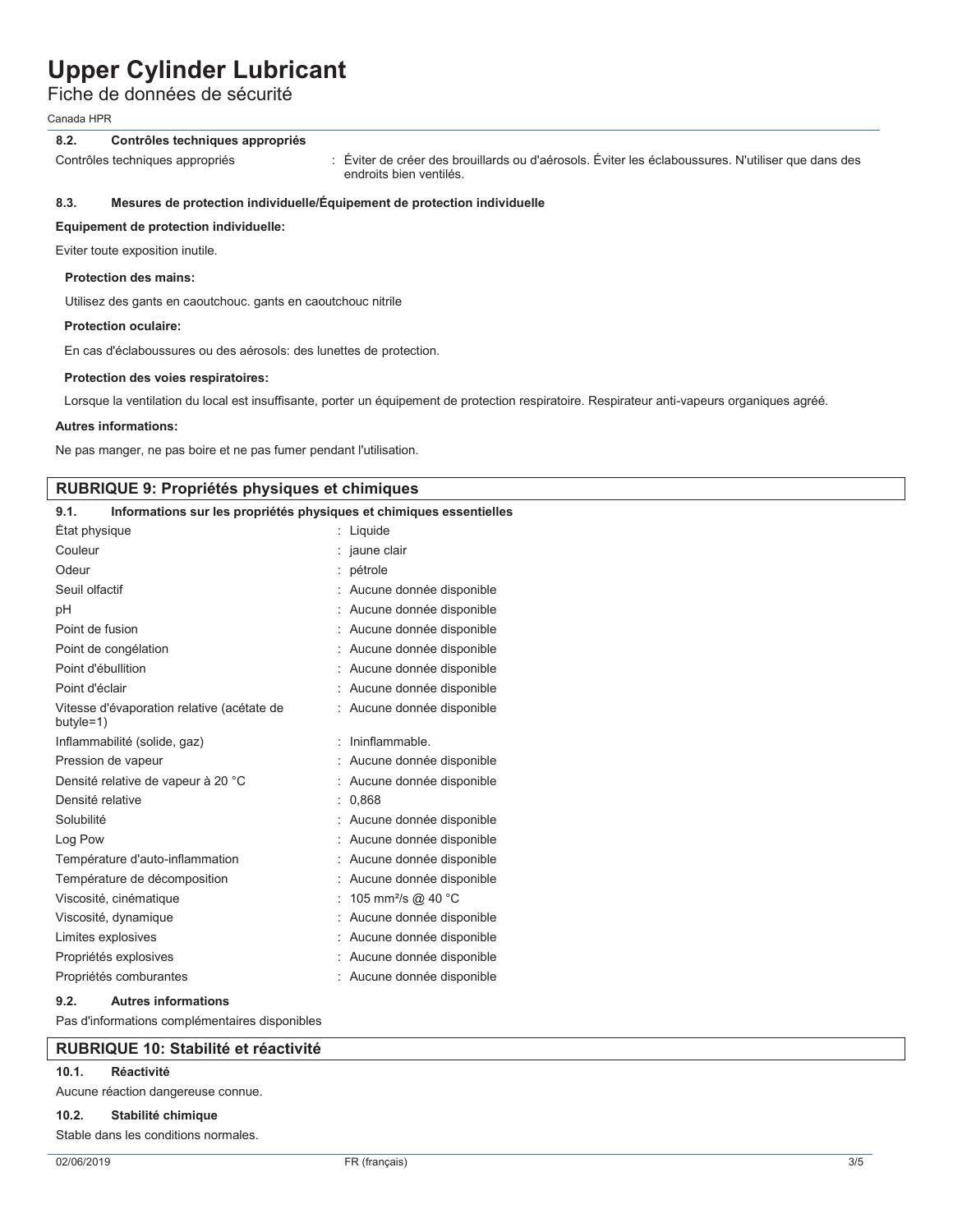### 8.2. Contrôles techniques appropriés

Contrôles techniques appropriés : Éviter de créer des brouillards ou d'aérosols. Éviter les éclaboussures. N'utiliser que dans des endroits bien ventilés.

### 8.3. Mesures de protection individuelle/Équipement de protection individuelle

**Equipement de protection individuelle:**

Eviter toute exposition inutile.

**Protection des mains:**

Utilisez des gants en caoutchouc. gants en caoutchouc nitrile

**Protection oculaire:**

En cas d'éclaboussures ou des aérosols: des lunettes de protection.

**Protection des voies respiratoires:**

Lorsque la ventilation du local est insuffisante, porter un équipement de protection respiratoire. Respirateur anti-vapeurs organiques agréé.

**Autres informations:**

Ne pas manger, ne pas boire et ne pas fumer pendant l'utilisation.

## RUBRIQUE 9: Propriétés physiques et chimiques

### 9.1. Informations sur les propriétés physiques et chimiques essentielles

| Propriété | Valeur |
|---|---|
| État physique | Liquide |
| Couleur | jaune clair |
| Odeur | pétrole |
| Seuil olfactif | Aucune donnée disponible |
| pH | Aucune donnée disponible |
| Point de fusion | Aucune donnée disponible |
| Point de congélation | Aucune donnée disponible |
| Point d'ébullition | Aucune donnée disponible |
| Point d'éclair | Aucune donnée disponible |
| Vitesse d'évaporation relative (acétate de butyle=1) | Aucune donnée disponible |
| Inflammabilité (solide, gaz) | Ininflammable. |
| Pression de vapeur | Aucune donnée disponible |
| Densité relative de vapeur à 20 °C | Aucune donnée disponible |
| Densité relative | 0,868 |
| Solubilité | Aucune donnée disponible |
| Log Pow | Aucune donnée disponible |
| Température d'auto-inflammation | Aucune donnée disponible |
| Température de décomposition | Aucune donnée disponible |
| Viscosité, cinématique | 105 $mm^2/s$ @ 40 °C |
| Viscosité, dynamique | Aucune donnée disponible |
| Limites explosives | Aucune donnée disponible |
| Propriétés explosives | Aucune donnée disponible |
| Propriétés comburantes | Aucune donnée disponible |

### 9.2. Autres informations

Pas d'informations complémentaires disponibles

## RUBRIQUE 10: Stabilité et réactivité

### 10.1. Réactivité

Aucune réaction dangereuse connue.

### 10.2. Stabilité chimique

Stable dans les conditions normales.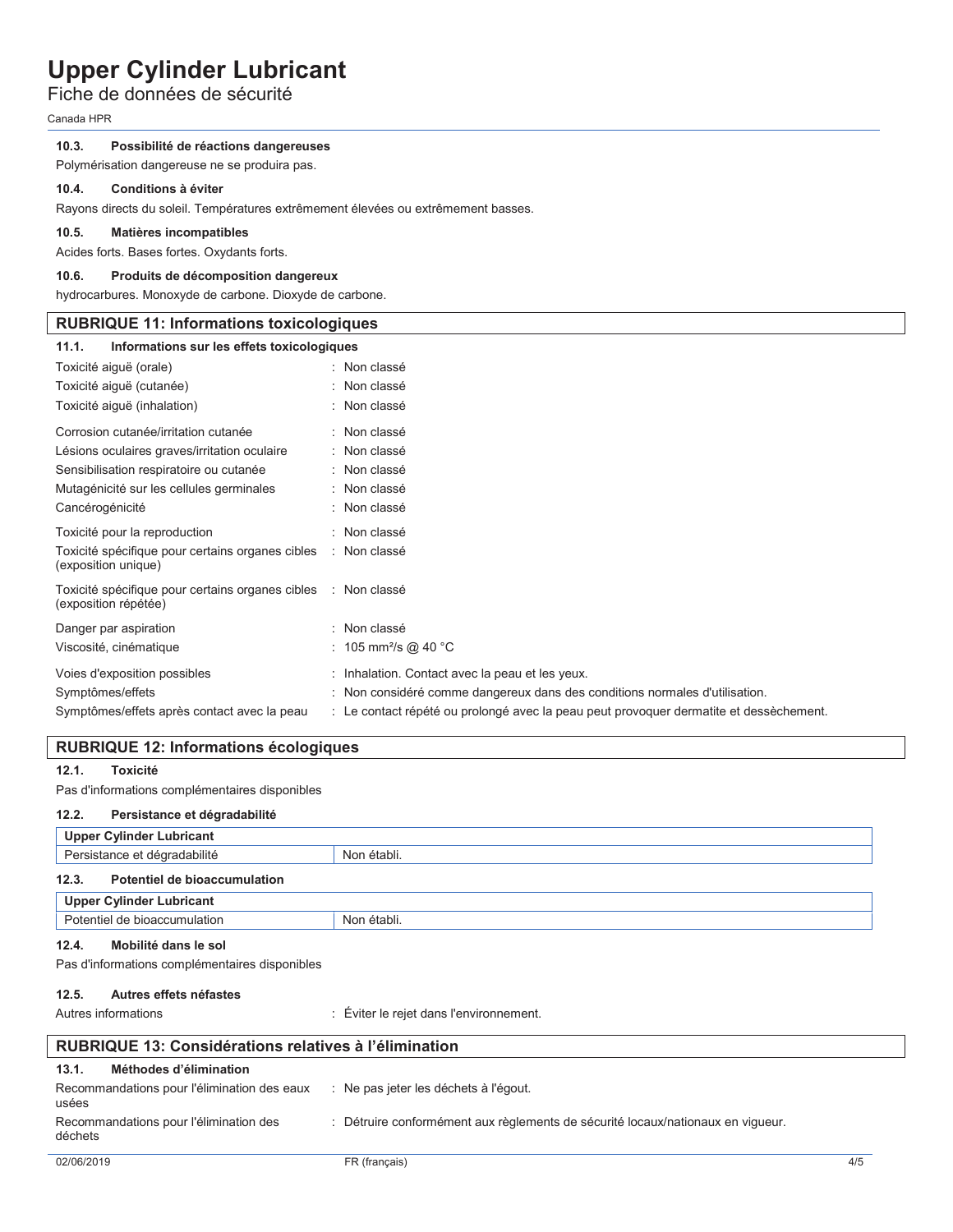#### 10.3. Possibilité de réactions dangereuses

Polymérisation dangereuse ne se produira pas.

#### 10.4. Conditions à éviter

Rayons directs du soleil. Températures extrêmement élevées ou extrêmement basses.

#### 10.5. Matières incompatibles

Acides forts. Bases fortes. Oxydants forts.

#### 10.6. Produits de décomposition dangereux

hydrocarbures. Monoxyde de carbone. Dioxyde de carbone.

## RUBRIQUE 11: Informations toxicologiques

#### 11.1. Informations sur les effets toxicologiques

| | |
|---|---|
| Toxicité aiguë (orale) | : Non classé |
| Toxicité aiguë (cutanée) | : Non classé |
| Toxicité aiguë (inhalation) | : Non classé |
| Corrosion cutanée/irritation cutanée | : Non classé |
| Lésions oculaires graves/irritation oculaire | : Non classé |
| Sensibilisation respiratoire ou cutanée | : Non classé |
| Mutagénicité sur les cellules germinales | : Non classé |
| Cancérogénicité | : Non classé |
| Toxicité pour la reproduction | : Non classé |
| Toxicité spécifique pour certains organes cibles (exposition unique) | : Non classé |
| Toxicité spécifique pour certains organes cibles (exposition répétée) | : Non classé |
| Danger par aspiration | : Non classé |
| Viscosité, cinématique | : 105 $mm^2/s$ @ 40 °C |
| Voies d'exposition possibles | : Inhalation. Contact avec la peau et les yeux. |
| Symptômes/effets | : Non considéré comme dangereux dans des conditions normales d'utilisation. |
| Symptômes/effets après contact avec la peau | : Le contact répété ou prolongé avec la peau peut provoquer dermatite et dessèchement. |

## RUBRIQUE 12: Informations écologiques

#### 12.1. Toxicité

Pas d'informations complémentaires disponibles

#### 12.2. Persistance et dégradabilité

| Upper Cylinder Lubricant | |
|---|---|
| Persistance et dégradabilité | Non établi. |

#### 12.3. Potentiel de bioaccumulation

| Upper Cylinder Lubricant | |
|---|---|
| Potentiel de bioaccumulation | Non établi. |

#### 12.4. Mobilité dans le sol

Pas d'informations complémentaires disponibles

#### 12.5. Autres effets néfastes

| | |
|---|---|
| Autres informations | : Éviter le rejet dans l'environnement. |

## RUBRIQUE 13: Considérations relatives à l'élimination

#### 13.1. Méthodes d'élimination

| | |
|---|---|
| Recommandations pour l'élimination des eaux usées | : Ne pas jeter les déchets à l'égout. |
| Recommandations pour l'élimination des déchets | : Détruire conformément aux règlements de sécurité locaux/nationaux en vigueur. |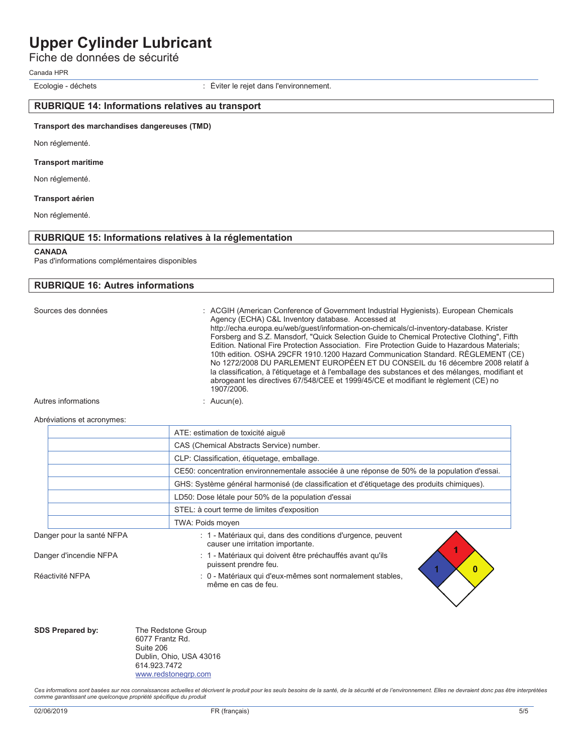| | |
|---|---|
| Ecologie - déchets | : Éviter le rejet dans l'environnement. |

## RUBRIQUE 14: Informations relatives au transport

**Transport des marchandises dangereuses (TMD)**

Non réglementé.

**Transport maritime**

Non réglementé.

**Transport aérien**

Non réglementé.

## RUBRIQUE 15: Informations relatives à la réglementation

**CANADA**

Pas d'informations complémentaires disponibles

## RUBRIQUE 16: Autres informations

| | |
|---|---|
| Sources des données | : ACGIH (American Conference of Government Industrial Hygienists). European Chemicals Agency (ECHA) C&L Inventory database. Accessed at http://echa.europa.eu/web/guest/information-on-chemicals/cl-inventory-database. Krister Forsberg and S.Z. Mansdorf, "Quick Selection Guide to Chemical Protective Clothing", Fifth Edition. National Fire Protection Association. Fire Protection Guide to Hazardous Materials; 10th edition. OSHA 29CFR 1910.1200 Hazard Communication Standard. RÈGLEMENT (CE) No 1272/2008 DU PARLEMENT EUROPÉEN ET DU CONSEIL du 16 décembre 2008 relatif à la classification, à l'étiquetage et à l'emballage des substances et des mélanges, modifiant et abrogeant les directives 67/548/CEE et 1999/45/CE et modifiant le règlement (CE) no 1907/2006. |
| Autres informations | : Aucun(e). |

Abréviations et acronymes:

| | |
|---|---|
| | ATE: estimation de toxicité aiguë |
| | CAS (Chemical Abstracts Service) number. |
| | CLP: Classification, étiquetage, emballage. |
| | CE50: concentration environnementale associée à une réponse de 50% de la population d'essai. |
| | GHS: Système général harmonisé (de classification et d'étiquetage des produits chimiques). |
| | LD50: Dose létale pour 50% de la population d'essai |
| | STEL: à court terme de limites d'exposition |
| | TWA: Poids moyen |

| | |
|---|---|
| Danger pour la santé NFPA | : 1 - Matériaux qui, dans des conditions d'urgence, peuvent causer une irritation importante. |
| Danger d'incendie NFPA | : 1 - Matériaux qui doivent être préchauffés avant qu'ils puissent prendre feu. |
| Réactivité NFPA | : 0 - Matériaux qui d'eux-mêmes sont normalement stables, même en cas de feu. |

1
1
0

**SDS Prepared by:**

The Redstone Group
6077 Frantz Rd.
Suite 206
Dublin, Ohio, USA 43016
614.923.7472
www.redstonegrp.com

*Ces informations sont basées sur nos connaissances actuelles et décrivent le produit pour les seuls besoins de la santé, de la sécurité et de l'environnement. Elles ne devraient donc pas être interprétées comme garantissant une quelconque propriété spécifique du produit*